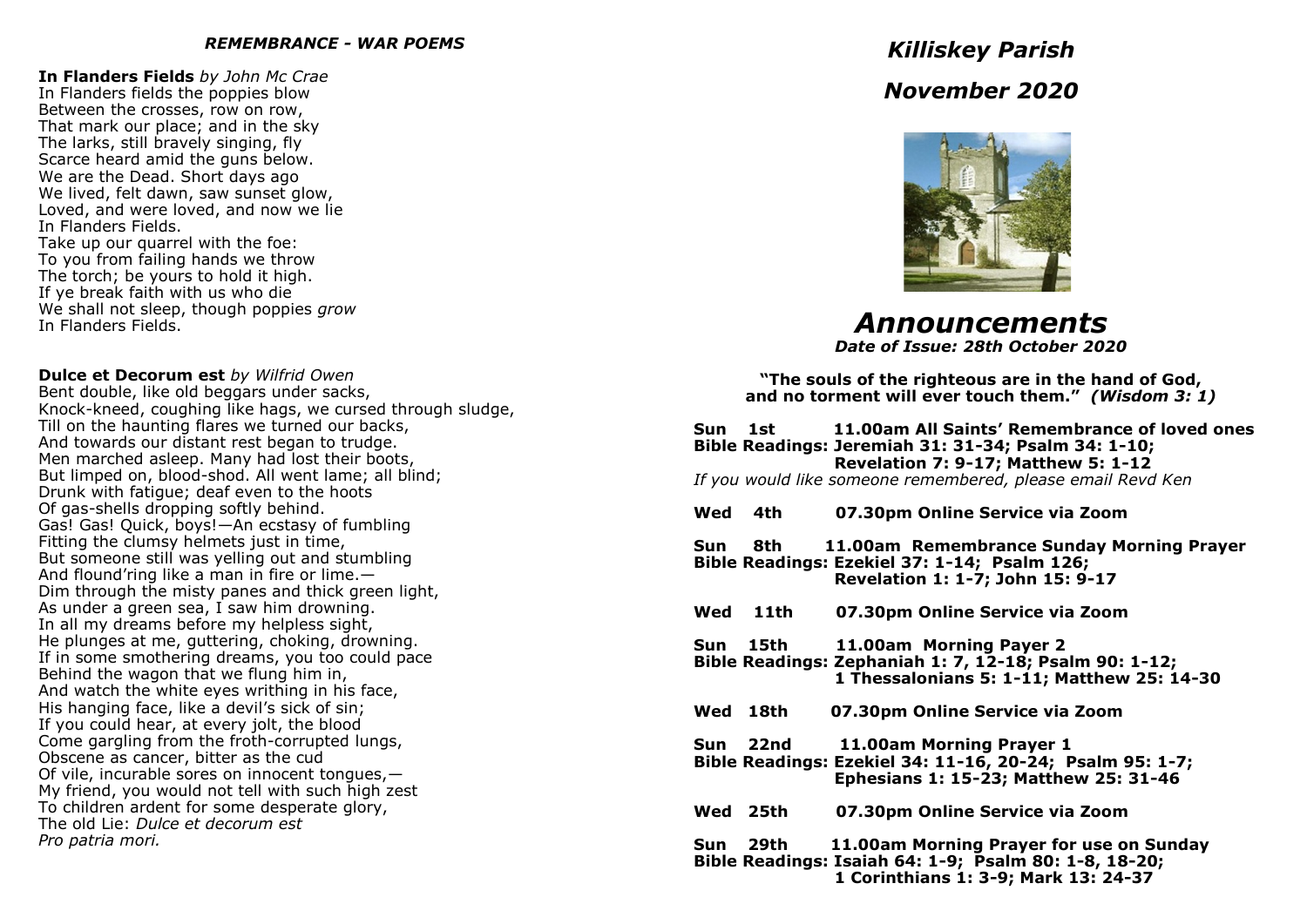### *REMEMBRANCE - WAR POEMS*

**In Flanders Fields** *by John Mc Crae*
In Flanders fields the poppies blow
Between the crosses, row on row,
That mark our place; and in the sky
The larks, still bravely singing, fly
Scarce heard amid the guns below.
We are the Dead. Short days ago
We lived, felt dawn, saw sunset glow,
Loved, and were loved, and now we lie
In Flanders Fields.
Take up our quarrel with the foe:
To you from failing hands we throw
The torch; be yours to hold it high.
If ye break faith with us who die
We shall not sleep, though poppies *grow*
In Flanders Fields.

**Dulce et Decorum est** *by Wilfrid Owen*
Bent double, like old beggars under sacks,
Knock-kneed, coughing like hags, we cursed through sludge,
Till on the haunting flares we turned our backs,
And towards our distant rest began to trudge.
Men marched asleep. Many had lost their boots,
But limped on, blood-shod. All went lame; all blind;
Drunk with fatigue; deaf even to the hoots
Of gas-shells dropping softly behind.
Gas! Gas! Quick, boys!—An ecstasy of fumbling
Fitting the clumsy helmets just in time,
But someone still was yelling out and stumbling
And flound'ring like a man in fire or lime.—
Dim through the misty panes and thick green light,
As under a green sea, I saw him drowning.
In all my dreams before my helpless sight,
He plunges at me, guttering, choking, drowning.
If in some smothering dreams, you too could pace
Behind the wagon that we flung him in,
And watch the white eyes writhing in his face,
His hanging face, like a devil's sick of sin;
If you could hear, at every jolt, the blood
Come gargling from the froth-corrupted lungs,
Obscene as cancer, bitter as the cud
Of vile, incurable sores on innocent tongues,—
My friend, you would not tell with such high zest
To children ardent for some desperate glory,
The old Lie: *Dulce et decorum est*
*Pro patria mori.*

# *Killiskey Parish*

# *November 2020*

# *Announcements*

***Date of Issue: 28th October 2020***

**"The souls of the righteous are in the hand of God, and no torment will ever touch them."** ***(Wisdom 3: 1)***

**Sun 1st 11.00am All Saints' Remembrance of loved ones**
**Bible Readings: Jeremiah 31: 31-34; Psalm 34: 1-10; Revelation 7: 9-17; Matthew 5: 1-12**
*If you would like someone remembered, please email Revd Ken*

**Wed 4th 07.30pm Online Service via Zoom**

**Sun 8th 11.00am Remembrance Sunday Morning Prayer**
**Bible Readings: Ezekiel 37: 1-14; Psalm 126; Revelation 1: 1-7; John 15: 9-17**

**Wed 11th 07.30pm Online Service via Zoom**

**Sun 15th 11.00am Morning Payer 2**
**Bible Readings: Zephaniah 1: 7, 12-18; Psalm 90: 1-12; 1 Thessalonians 5: 1-11; Matthew 25: 14-30**

**Wed 18th 07.30pm Online Service via Zoom**

**Sun 22nd 11.00am Morning Prayer 1**
**Bible Readings: Ezekiel 34: 11-16, 20-24; Psalm 95: 1-7; Ephesians 1: 15-23; Matthew 25: 31-46**

**Wed 25th 07.30pm Online Service via Zoom**

**Sun 29th 11.00am Morning Prayer for use on Sunday**
**Bible Readings: Isaiah 64: 1-9; Psalm 80: 1-8, 18-20; 1 Corinthians 1: 3-9; Mark 13: 24-37**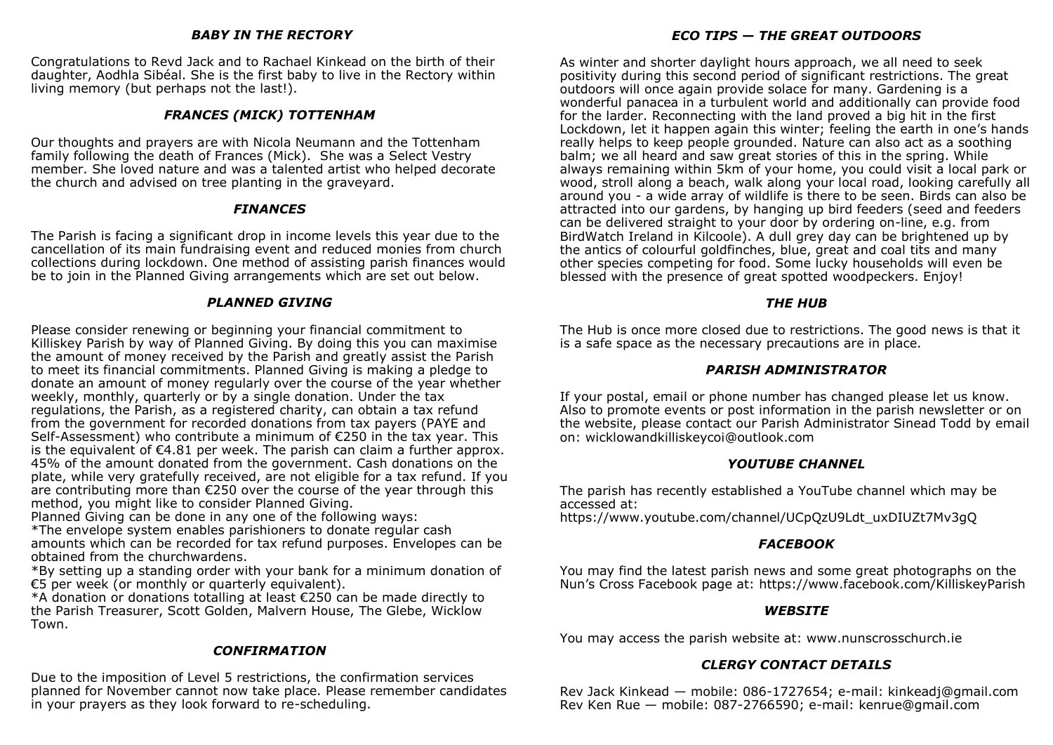### *BABY IN THE RECTORY*

Congratulations to Revd Jack and to Rachael Kinkead on the birth of their daughter, Aodhla Sibéal. She is the first baby to live in the Rectory within living memory (but perhaps not the last!).

### *FRANCES (MICK) TOTTENHAM*

Our thoughts and prayers are with Nicola Neumann and the Tottenham family following the death of Frances (Mick). She was a Select Vestry member. She loved nature and was a talented artist who helped decorate the church and advised on tree planting in the graveyard.

### *FINANCES*

The Parish is facing a significant drop in income levels this year due to the cancellation of its main fundraising event and reduced monies from church collections during lockdown. One method of assisting parish finances would be to join in the Planned Giving arrangements which are set out below.

### *PLANNED GIVING*

Please consider renewing or beginning your financial commitment to Killiskey Parish by way of Planned Giving. By doing this you can maximise the amount of money received by the Parish and greatly assist the Parish to meet its financial commitments. Planned Giving is making a pledge to donate an amount of money regularly over the course of the year whether weekly, monthly, quarterly or by a single donation. Under the tax regulations, the Parish, as a registered charity, can obtain a tax refund from the government for recorded donations from tax payers (PAYE and Self-Assessment) who contribute a minimum of €250 in the tax year. This is the equivalent of €4.81 per week. The parish can claim a further approx. 45% of the amount donated from the government. Cash donations on the plate, while very gratefully received, are not eligible for a tax refund. If you are contributing more than €250 over the course of the year through this method, you might like to consider Planned Giving.

Planned Giving can be done in any one of the following ways:

*The envelope system enables parishioners to donate regular cash amounts which can be recorded for tax refund purposes. Envelopes can be obtained from the churchwardens.

*By setting up a standing order with your bank for a minimum donation of €5 per week (or monthly or quarterly equivalent).

*A donation or donations totalling at least €250 can be made directly to the Parish Treasurer, Scott Golden, Malvern House, The Glebe, Wicklow Town.

### *CONFIRMATION*

Due to the imposition of Level 5 restrictions, the confirmation services planned for November cannot now take place. Please remember candidates in your prayers as they look forward to re-scheduling.

### *ECO TIPS — THE GREAT OUTDOORS*

As winter and shorter daylight hours approach, we all need to seek positivity during this second period of significant restrictions. The great outdoors will once again provide solace for many. Gardening is a wonderful panacea in a turbulent world and additionally can provide food for the larder. Reconnecting with the land proved a big hit in the first Lockdown, let it happen again this winter; feeling the earth in one's hands really helps to keep people grounded. Nature can also act as a soothing balm; we all heard and saw great stories of this in the spring. While always remaining within 5km of your home, you could visit a local park or wood, stroll along a beach, walk along your local road, looking carefully all around you - a wide array of wildlife is there to be seen. Birds can also be attracted into our gardens, by hanging up bird feeders (seed and feeders can be delivered straight to your door by ordering on-line, e.g. from BirdWatch Ireland in Kilcoole). A dull grey day can be brightened up by the antics of colourful goldfinches, blue, great and coal tits and many other species competing for food. Some lucky households will even be blessed with the presence of great spotted woodpeckers. Enjoy!

### *THE HUB*

The Hub is once more closed due to restrictions. The good news is that it is a safe space as the necessary precautions are in place.

### *PARISH ADMINISTRATOR*

If your postal, email or phone number has changed please let us know. Also to promote events or post information in the parish newsletter or on the website, please contact our Parish Administrator Sinead Todd by email on: wicklowandkilliskeycoi@outlook.com

### *YOUTUBE CHANNEL*

The parish has recently established a YouTube channel which may be accessed at:
https://www.youtube.com/channel/UCpQzU9Ldt_uxDIUZt7Mv3gQ

### *FACEBOOK*

You may find the latest parish news and some great photographs on the Nun's Cross Facebook page at: https://www.facebook.com/KilliskeyParish

### *WEBSITE*

You may access the parish website at: www.nunscrosschurch.ie

### *CLERGY CONTACT DETAILS*

Rev Jack Kinkead — mobile: 086-1727654; e-mail: kinkeadj@gmail.com
Rev Ken Rue — mobile: 087-2766590; e-mail: kenrue@gmail.com